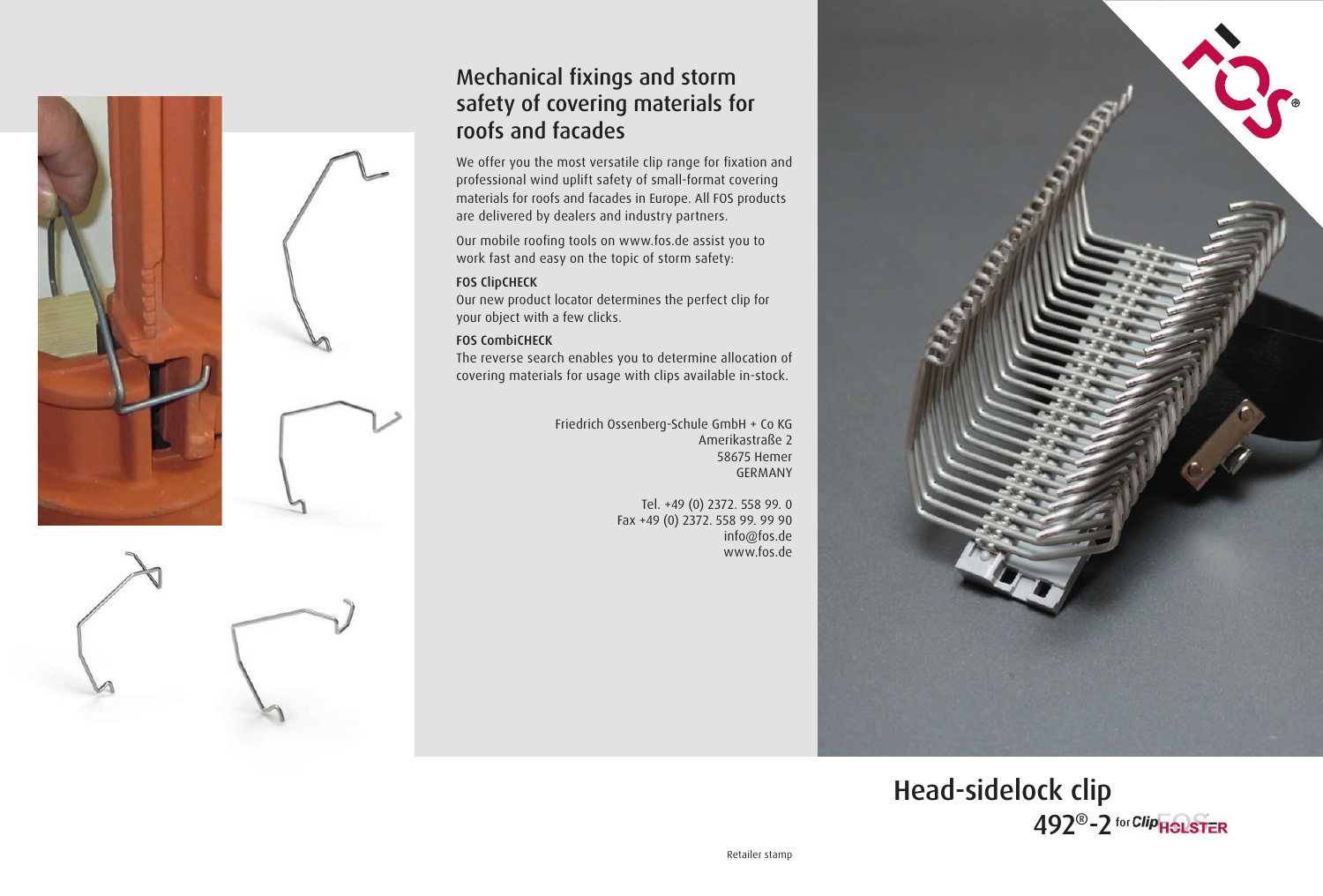## Mechanical fixings and storm safety of covering materials for roofs and facades

We offer you the most versatile clip range for fixation and professional wind uplift safety of small-format covering materials for roofs and facades in Europe. All FOS products are delivered by dealers and industry partners.

Our mobile roofing tools on www.fos.de assist you to work fast and easy on the topic of storm safety:

**FOS ClipCHECK**
Our new product locator determines the perfect clip for your object with a few clicks.

**FOS CombiCHECK**
The reverse search enables you to determine allocation of covering materials for usage with clips available in-stock.

Friedrich Ossenberg-Schule GmbH + Co KG
Amerikastraße 2
58675 Hemer
GERMANY

Tel. +49 (0) 2372. 558 99. 0
Fax +49 (0) 2372. 558 99. 99 90
info@fos.de
www.fos.de

# Head-sidelock clip

## 492®-2 for ClipHOLSTER

Retailer stamp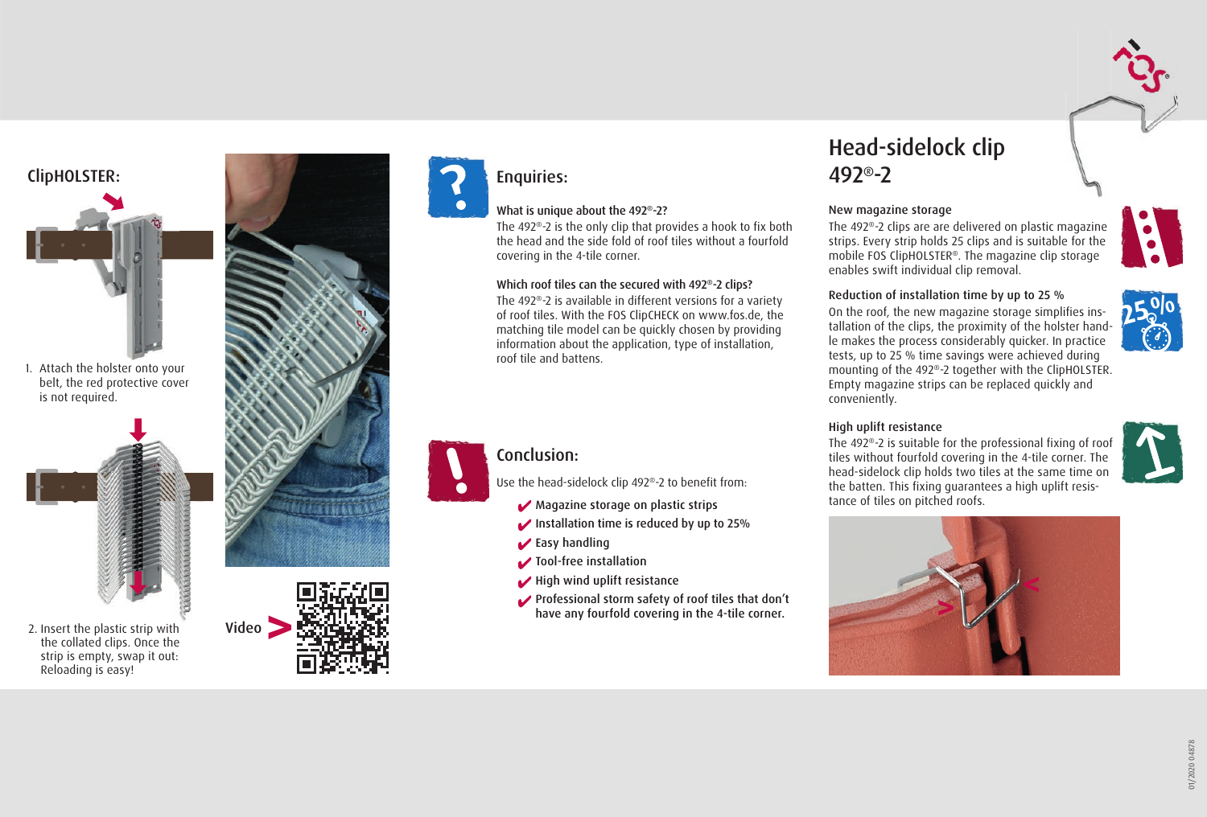## ClipHOLSTER:

1. Attach the holster onto your belt, the red protective cover is not required.

2. Insert the plastic strip with the collated clips. Once the strip is empty, swap it out: Reloading is easy!

Video >

## Enquiries:

What is unique about the 492®-2?

The 492®-2 is the only clip that provides a hook to fix both the head and the side fold of roof tiles without a fourfold covering in the 4-tile corner.

Which roof tiles can the secured with 492®-2 clips?

The 492®-2 is available in different versions for a variety of roof tiles. With the FOS ClipCHECK on www.fos.de, the matching tile model can be quickly chosen by providing information about the application, type of installation, roof tile and battens.

## Conclusion:

Use the head-sidelock clip 492®-2 to benefit from:

- Magazine storage on plastic strips
- Installation time is reduced by up to 25%
- Easy handling
- Tool-free installation
- High wind uplift resistance
- Professional storm safety of roof tiles that don't have any fourfold covering in the 4-tile corner.

# Head-sidelock clip 492®-2

### New magazine storage

The 492®-2 clips are are delivered on plastic magazine strips. Every strip holds 25 clips and is suitable for the mobile FOS ClipHOLSTER®. The magazine clip storage enables swift individual clip removal.

### Reduction of installation time by up to 25 %

On the roof, the new magazine storage simplifies installation of the clips, the proximity of the holster handle makes the process considerably quicker. In practice tests, up to 25 % time savings were achieved during mounting of the 492®-2 together with the ClipHOLSTER. Empty magazine strips can be replaced quickly and conveniently.

### High uplift resistance

The 492®-2 is suitable for the professional fixing of roof tiles without fourfold covering in the 4-tile corner. The head-sidelock clip holds two tiles at the same time on the batten. This fixing guarantees a high uplift resistance of tiles on pitched roofs.

01/2020 04878